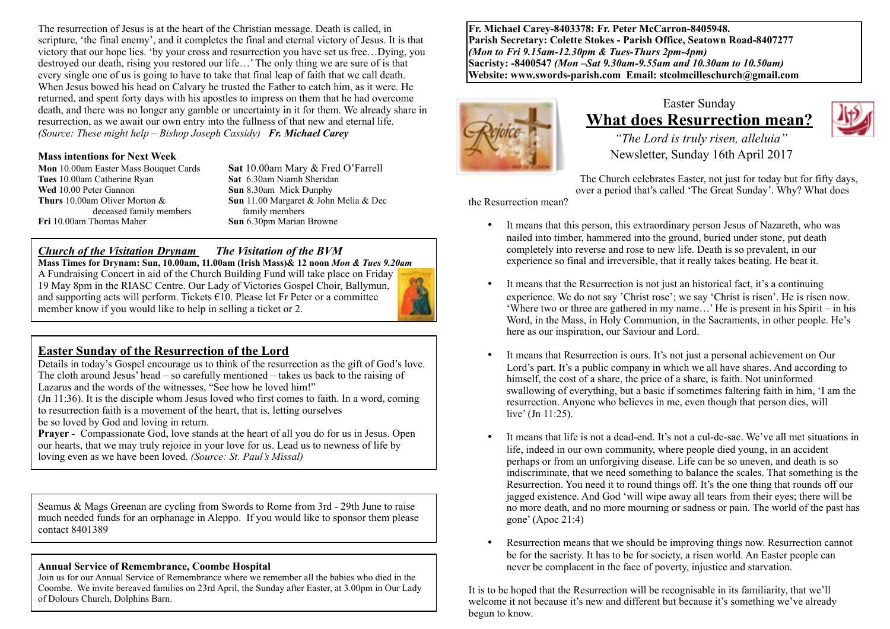The resurrection of Jesus is at the heart of the Christian message. Death is called, in scripture, 'the final enemy', and it completes the final and eternal victory of Jesus. It is that victory that our hope lies. 'by your cross and resurrection you have set us free…Dying, you destroyed our death, rising you restored our life…' The only thing we are sure of is that every single one of us is going to have to take that final leap of faith that we call death. When Jesus bowed his head on Calvary he trusted the Father to catch him, as it were. He returned, and spent forty days with his apostles to impress on them that he had overcome death, and there was no longer any gamble or uncertainty in it for them. We already share in resurrection, as we await our own entry into the fullness of that new and eternal life. *(Source: These might help – Bishop Joseph Cassidy)* ***Fr. Michael Carey***

#### Mass intentions for Next Week

**Mon** 10.00am Easter Mass Bouquet Cards
**Tues** 10.00am Catherine Ryan
**Wed** 10.00 Peter Gannon
**Thurs** 10.00am Oliver Morton & deceased family members
**Fri** 10.00am Thomas Maher
**Sat** 10.00am Mary & Fred O'Farrell
**Sat** 6.30am Niamh Sheridan
**Sun** 8.30am Mick Dunphy
**Sun** 11.00 Margaret & John Melia & Dec family members
**Sun** 6.30pm Marian Browne

***Church of the Visitation Drynam*** ***The Visitation of the BVM***

**Mass Times for Drynam: Sun, 10.00am, 11.00am (Irish Mass)& 12 noon** ***Mon & Tues 9.20am***

A Fundraising Concert in aid of the Church Building Fund will take place on Friday 19 May 8pm in the RIASC Centre. Our Lady of Victories Gospel Choir, Ballymun, and supporting acts will perform. Tickets €10. Please let Fr Peter or a committee member know if you would like to help in selling a ticket or 2.

## Easter Sunday of the Resurrection of the Lord

Details in today's Gospel encourage us to think of the resurrection as the gift of God's love. The cloth around Jesus' head – so carefully mentioned – takes us back to the raising of Lazarus and the words of the witnesses, "See how he loved him!" (Jn 11:36). It is the disciple whom Jesus loved who first comes to faith. In a word, coming to resurrection faith is a movement of the heart, that is, letting ourselves be so loved by God and loving in return.

**Prayer -** Compassionate God, love stands at the heart of all you do for us in Jesus. Open our hearts, that we may truly rejoice in your love for us. Lead us to newness of life by loving even as we have been loved. *(Source: St. Paul's Missal)*

Seamus & Mags Greenan are cycling from Swords to Rome from 3rd - 29th June to raise much needed funds for an orphanage in Aleppo. If you would like to sponsor them please contact 8401389

#### Annual Service of Remembrance, Coombe Hospital

Join us for our Annual Service of Remembrance where we remember all the babies who died in the Coombe. We invite bereaved families on 23rd April, the Sunday after Easter, at 3.00pm in Our Lady of Dolours Church, Dolphins Barn.

**Fr. Michael Carey-8403378: Fr. Peter McCarron-8405948.**
**Parish Secretary: Colette Stokes - Parish Office, Seatown Road-8407277**
***(Mon to Fri 9.15am-12.30pm & Tues-Thurs 2pm-4pm)***
**Sacristy: -8400547** ***(Mon –Sat 9.30am-9.55am and 10.30am to 10.50am)***
**Website: www.swords-parish.com Email: stcolmcilleschurch@gmail.com**

Easter Sunday

# What does Resurrection mean?

*"The Lord is truly risen, alleluia"*

Newsletter, Sunday 16th April 2017

The Church celebrates Easter, not just for today but for fifty days, over a period that's called 'The Great Sunday'. Why? What does the Resurrection mean?

- It means that this person, this extraordinary person Jesus of Nazareth, who was nailed into timber, hammered into the ground, buried under stone, put death completely into reverse and rose to new life. Death is so prevalent, in our experience so final and irreversible, that it really takes beating. He beat it.
- It means that the Resurrection is not just an historical fact, it's a continuing experience. We do not say 'Christ rose'; we say 'Christ is risen'. He is risen now. 'Where two or three are gathered in my name…' He is present in his Spirit – in his Word, in the Mass, in Holy Communion, in the Sacraments, in other people. He's here as our inspiration, our Saviour and Lord.
- It means that Resurrection is ours. It's not just a personal achievement on Our Lord's part. It's a public company in which we all have shares. And according to himself, the cost of a share, the price of a share, is faith. Not uninformed swallowing of everything, but a basic if sometimes faltering faith in him, 'I am the resurrection. Anyone who believes in me, even though that person dies, will live' (Jn 11:25).
- It means that life is not a dead-end. It's not a cul-de-sac. We've all met situations in life, indeed in our own community, where people died young, in an accident perhaps or from an unforgiving disease. Life can be so uneven, and death is so indiscriminate, that we need something to balance the scales. That something is the Resurrection. You need it to round things off. It's the one thing that rounds off our jagged existence. And God 'will wipe away all tears from their eyes; there will be no more death, and no more mourning or sadness or pain. The world of the past has gone' (Apoc 21:4)
- Resurrection means that we should be improving things now. Resurrection cannot be for the sacristy. It has to be for society, a risen world. An Easter people can never be complacent in the face of poverty, injustice and starvation.

It is to be hoped that the Resurrection will be recognisable in its familiarity, that we'll welcome it not because it's new and different but because it's something we've already begun to know.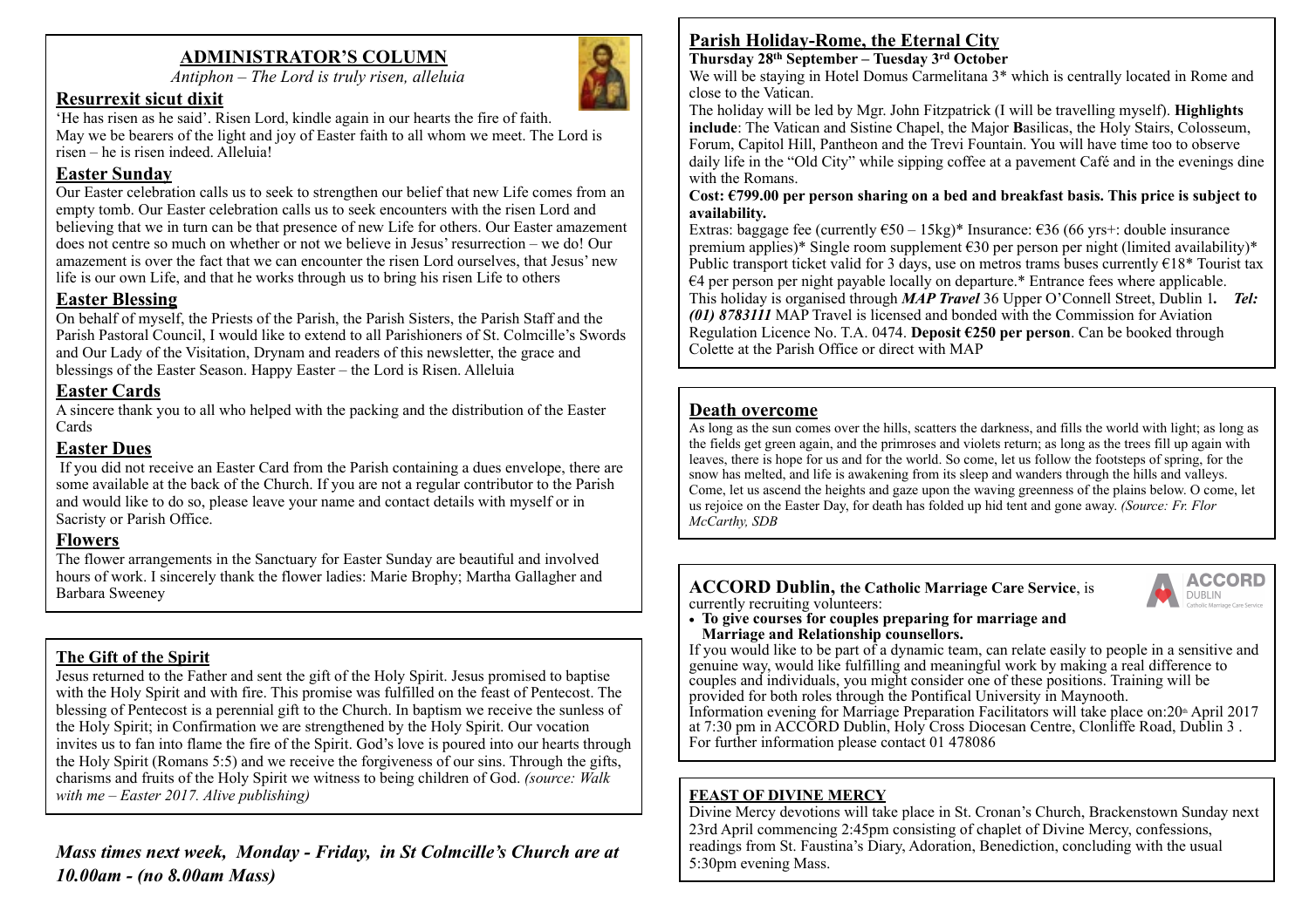## ADMINISTRATOR'S COLUMN

*Antiphon – The Lord is truly risen, alleluia*

### Resurrexit sicut dixit

'He has risen as he said'. Risen Lord, kindle again in our hearts the fire of faith. May we be bearers of the light and joy of Easter faith to all whom we meet. The Lord is risen – he is risen indeed. Alleluia!

### Easter Sunday

Our Easter celebration calls us to seek to strengthen our belief that new Life comes from an empty tomb. Our Easter celebration calls us to seek encounters with the risen Lord and believing that we in turn can be that presence of new Life for others. Our Easter amazement does not centre so much on whether or not we believe in Jesus' resurrection – we do! Our amazement is over the fact that we can encounter the risen Lord ourselves, that Jesus' new life is our own Life, and that he works through us to bring his risen Life to others

### Easter Blessing

On behalf of myself, the Priests of the Parish, the Parish Sisters, the Parish Staff and the Parish Pastoral Council, I would like to extend to all Parishioners of St. Colmcille's Swords and Our Lady of the Visitation, Drynam and readers of this newsletter, the grace and blessings of the Easter Season. Happy Easter – the Lord is Risen. Alleluia

### Easter Cards

A sincere thank you to all who helped with the packing and the distribution of the Easter Cards

### Easter Dues

If you did not receive an Easter Card from the Parish containing a dues envelope, there are some available at the back of the Church. If you are not a regular contributor to the Parish and would like to do so, please leave your name and contact details with myself or in Sacristy or Parish Office.

### Flowers

The flower arrangements in the Sanctuary for Easter Sunday are beautiful and involved hours of work. I sincerely thank the flower ladies: Marie Brophy; Martha Gallagher and Barbara Sweeney

## The Gift of the Spirit

Jesus returned to the Father and sent the gift of the Holy Spirit. Jesus promised to baptise with the Holy Spirit and with fire. This promise was fulfilled on the feast of Pentecost. The blessing of Pentecost is a perennial gift to the Church. In baptism we receive the sunless of the Holy Spirit; in Confirmation we are strengthened by the Holy Spirit. Our vocation invites us to fan into flame the fire of the Spirit. God's love is poured into our hearts through the Holy Spirit (Romans 5:5) and we receive the forgiveness of our sins. Through the gifts, charisms and fruits of the Holy Spirit we witness to being children of God. *(source: Walk with me – Easter 2017. Alive publishing)*

***Mass times next week, Monday - Friday, in St Colmcille's Church are at 10.00am - (no 8.00am Mass)***

## Parish Holiday-Rome, the Eternal City

**Thursday 28th September – Tuesday 3rd October**

We will be staying in Hotel Domus Carmelitana 3* which is centrally located in Rome and close to the Vatican.

The holiday will be led by Mgr. John Fitzpatrick (I will be travelling myself). **Highlights include**: The Vatican and Sistine Chapel, the Major **B**asilicas, the Holy Stairs, Colosseum, Forum, Capitol Hill, Pantheon and the Trevi Fountain. You will have time too to observe daily life in the "Old City" while sipping coffee at a pavement Café and in the evenings dine with the Romans.

**Cost: €799.00 per person sharing on a bed and breakfast basis. This price is subject to availability.**

Extras: baggage fee (currently €50 – 15kg)* Insurance: €36 (66 yrs+: double insurance premium applies)* Single room supplement €30 per person per night (limited availability)* Public transport ticket valid for 3 days, use on metros trams buses currently €18* Tourist tax €4 per person per night payable locally on departure.* Entrance fees where applicable. This holiday is organised through ***MAP Travel*** 36 Upper O'Connell Street, Dublin 1**.** ***Tel: (01) 8783111*** MAP Travel is licensed and bonded with the Commission for Aviation Regulation Licence No. T.A. 0474. **Deposit €250 per person**. Can be booked through Colette at the Parish Office or direct with MAP

## Death overcome

As long as the sun comes over the hills, scatters the darkness, and fills the world with light; as long as the fields get green again, and the primroses and violets return; as long as the trees fill up again with leaves, there is hope for us and for the world. So come, let us follow the footsteps of spring, for the snow has melted, and life is awakening from its sleep and wanders through the hills and valleys. Come, let us ascend the heights and gaze upon the waving greenness of the plains below. O come, let us rejoice on the Easter Day, for death has folded up hid tent and gone away. *(Source: Fr. Flor McCarthy, SDB*

## ACCORD Dublin, the Catholic Marriage Care Service, is currently recruiting volunteers:

- **To give courses for couples preparing for marriage and Marriage and Relationship counsellors.**

If you would like to be part of a dynamic team, can relate easily to people in a sensitive and genuine way, would like fulfilling and meaningful work by making a real difference to couples and individuals, you might consider one of these positions. Training will be provided for both roles through the Pontifical University in Maynooth.

Information evening for Marriage Preparation Facilitators will take place on:20th April 2017 at 7:30 pm in ACCORD Dublin, Holy Cross Diocesan Centre, Clonliffe Road, Dublin 3 . For further information please contact 01 478086

## FEAST OF DIVINE MERCY

Divine Mercy devotions will take place in St. Cronan's Church, Brackenstown Sunday next 23rd April commencing 2:45pm consisting of chaplet of Divine Mercy, confessions, readings from St. Faustina's Diary, Adoration, Benediction, concluding with the usual 5:30pm evening Mass.